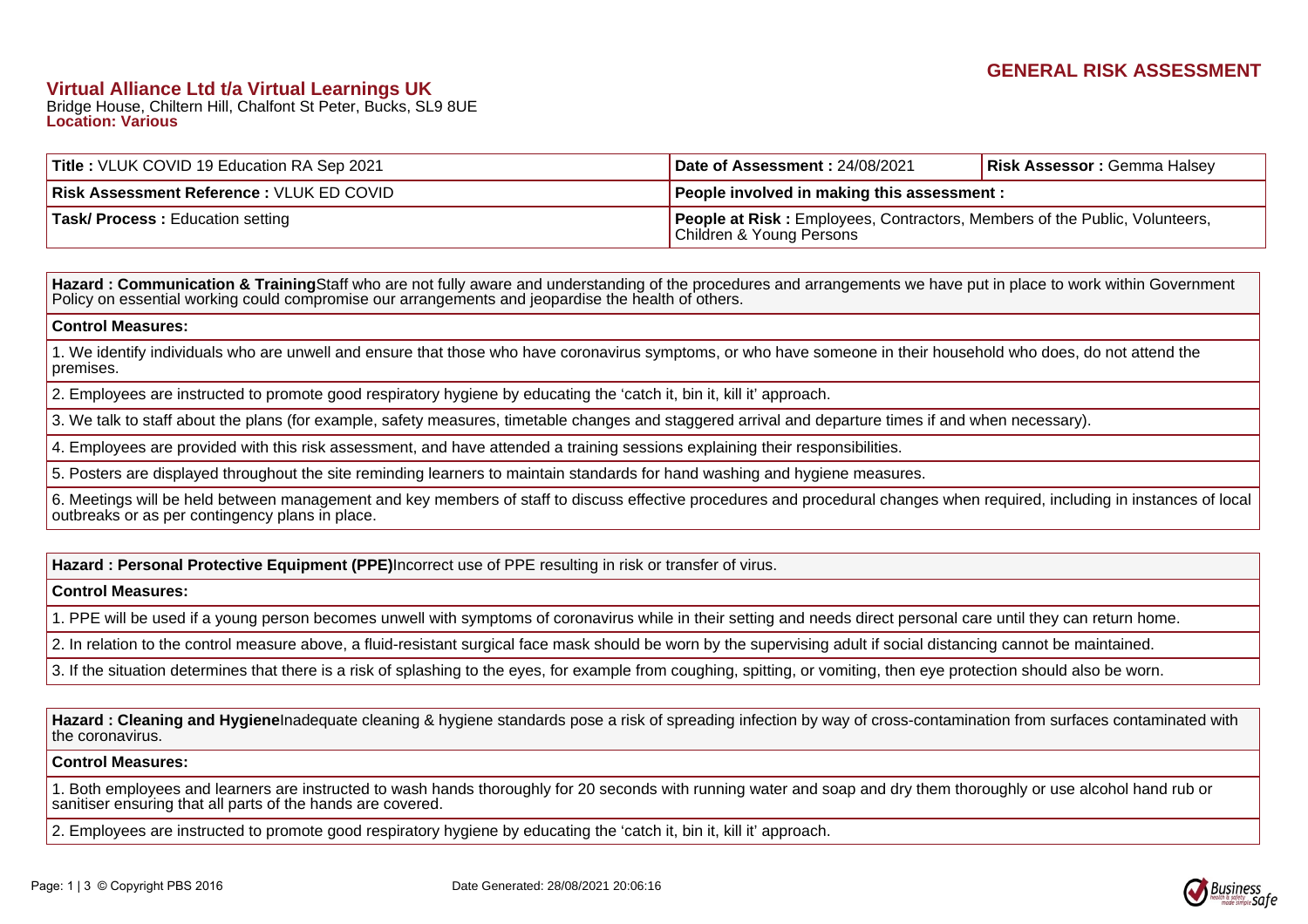## GENERAL RISK ASSESSMENT

**Virtual Alliance Ltd t/a Virtual Learnings UK**
Bridge House, Chiltern Hill, Chalfont St Peter, Bucks, SL9 8UE
**Location: Various**

| **Title :** VLUK COVID 19 Education RA Sep 2021 | **Date of Assessment :** 24/08/2021 | **Risk Assessor :** Gemma Halsey |
|---|---|---|
| **Risk Assessment Reference :** VLUK ED COVID | **People involved in making this assessment :** | |
| **Task/ Process :** Education setting | **People at Risk :** Employees, Contractors, Members of the Public, Volunteers, Children & Young Persons | |

| **Hazard : Communication & Training** Staff who are not fully aware and understanding of the procedures and arrangements we have put in place to work within Government Policy on essential working could compromise our arrangements and jeopardise the health of others. |
|---|
| **Control Measures:** |
| 1. We identify individuals who are unwell and ensure that those who have coronavirus symptoms, or who have someone in their household who does, do not attend the premises. |
| 2. Employees are instructed to promote good respiratory hygiene by educating the 'catch it, bin it, kill it' approach. |
| 3. We talk to staff about the plans (for example, safety measures, timetable changes and staggered arrival and departure times if and when necessary). |
| 4. Employees are provided with this risk assessment, and have attended a training sessions explaining their responsibilities. |
| 5. Posters are displayed throughout the site reminding learners to maintain standards for hand washing and hygiene measures. |
| 6. Meetings will be held between management and key members of staff to discuss effective procedures and procedural changes when required, including in instances of local outbreaks or as per contingency plans in place. |

| **Hazard : Personal Protective Equipment (PPE)** Incorrect use of PPE resulting in risk or transfer of virus. |
|---|
| **Control Measures:** |
| 1. PPE will be used if a young person becomes unwell with symptoms of coronavirus while in their setting and needs direct personal care until they can return home. |
| 2. In relation to the control measure above, a fluid-resistant surgical face mask should be worn by the supervising adult if social distancing cannot be maintained. |
| 3. If the situation determines that there is a risk of splashing to the eyes, for example from coughing, spitting, or vomiting, then eye protection should also be worn. |

| **Hazard : Cleaning and Hygiene** Inadequate cleaning & hygiene standards pose a risk of spreading infection by way of cross-contamination from surfaces contaminated with the coronavirus. |
|---|
| **Control Measures:** |
| 1. Both employees and learners are instructed to wash hands thoroughly for 20 seconds with running water and soap and dry them thoroughly or use alcohol hand rub or sanitiser ensuring that all parts of the hands are covered. |
| 2. Employees are instructed to promote good respiratory hygiene by educating the 'catch it, bin it, kill it' approach. |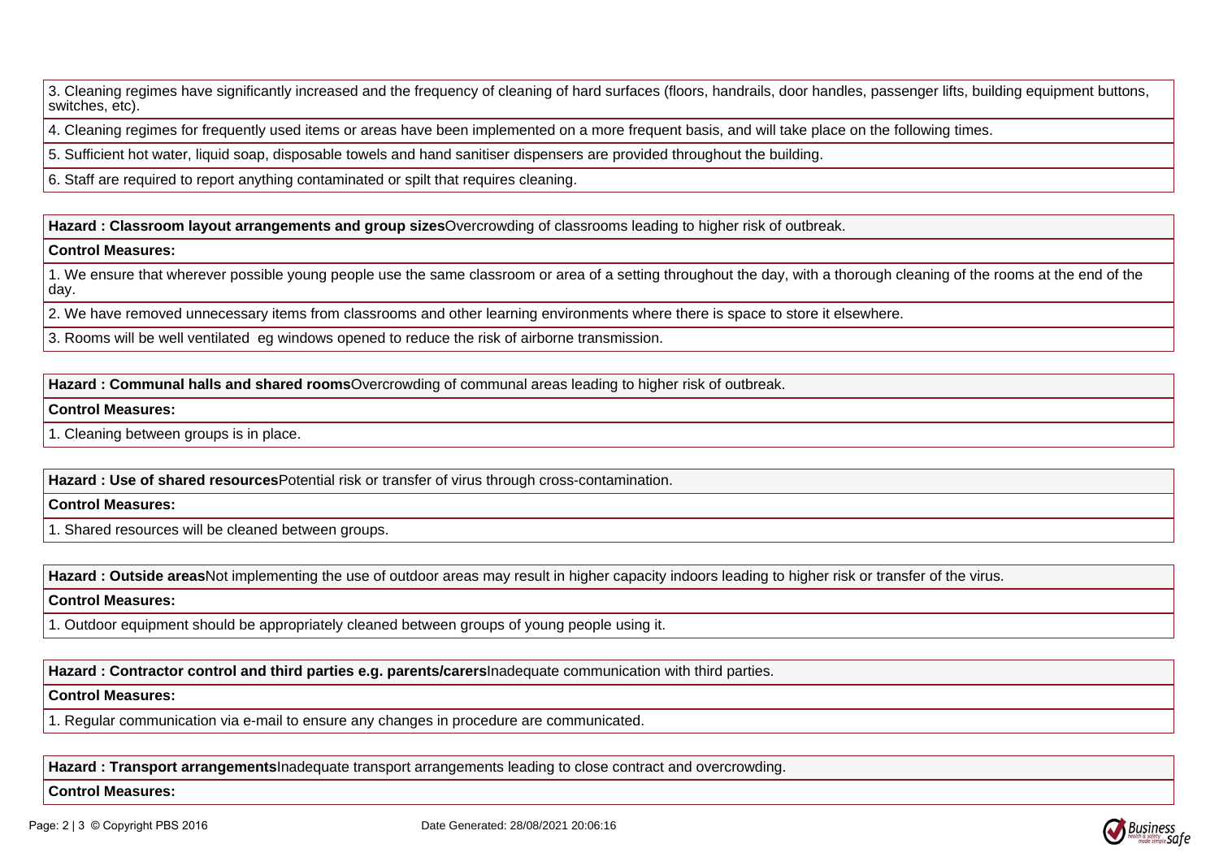3. Cleaning regimes have significantly increased and the frequency of cleaning of hard surfaces (floors, handrails, door handles, passenger lifts, building equipment buttons, switches, etc).

4. Cleaning regimes for frequently used items or areas have been implemented on a more frequent basis, and will take place on the following times.

5. Sufficient hot water, liquid soap, disposable towels and hand sanitiser dispensers are provided throughout the building.

6. Staff are required to report anything contaminated or spilt that requires cleaning.

**Hazard : Classroom layout arrangements and group sizes**Overcrowding of classrooms leading to higher risk of outbreak.

**Control Measures:**

1. We ensure that wherever possible young people use the same classroom or area of a setting throughout the day, with a thorough cleaning of the rooms at the end of the day.

2. We have removed unnecessary items from classrooms and other learning environments where there is space to store it elsewhere.

3. Rooms will be well ventilated eg windows opened to reduce the risk of airborne transmission.

**Hazard : Communal halls and shared rooms**Overcrowding of communal areas leading to higher risk of outbreak.

**Control Measures:**

1. Cleaning between groups is in place.

**Hazard : Use of shared resources**Potential risk or transfer of virus through cross-contamination.

**Control Measures:**

1. Shared resources will be cleaned between groups.

**Hazard : Outside areas**Not implementing the use of outdoor areas may result in higher capacity indoors leading to higher risk or transfer of the virus.

**Control Measures:**

1. Outdoor equipment should be appropriately cleaned between groups of young people using it.

**Hazard : Contractor control and third parties e.g. parents/carers**Inadequate communication with third parties.

**Control Measures:**

1. Regular communication via e-mail to ensure any changes in procedure are communicated.

**Hazard : Transport arrangements**Inadequate transport arrangements leading to close contract and overcrowding.

**Control Measures:**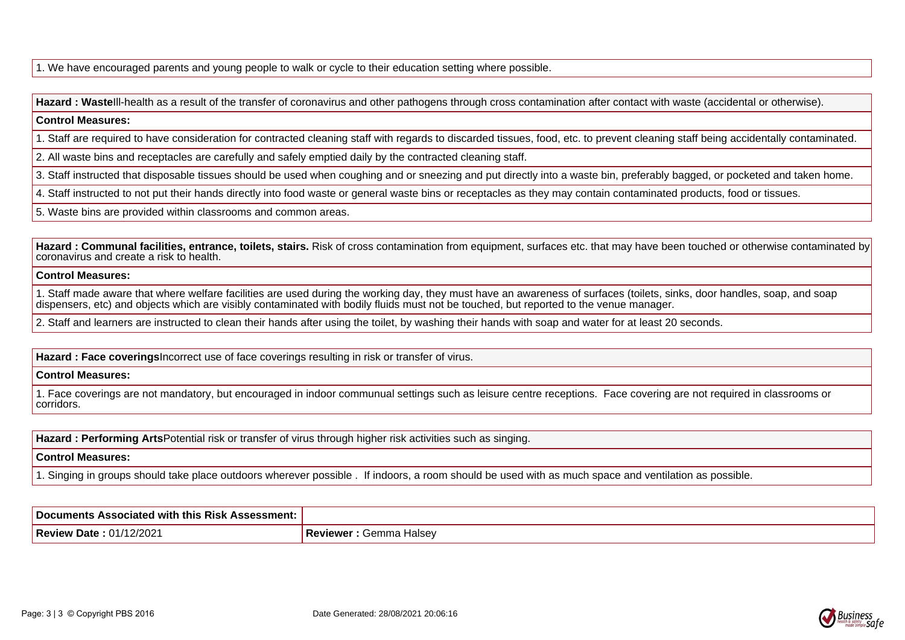1. We have encouraged parents and young people to walk or cycle to their education setting where possible.

**Hazard : Waste**Ill-health as a result of the transfer of coronavirus and other pathogens through cross contamination after contact with waste (accidental or otherwise).

**Control Measures:**

1. Staff are required to have consideration for contracted cleaning staff with regards to discarded tissues, food, etc. to prevent cleaning staff being accidentally contaminated.
2. All waste bins and receptacles are carefully and safely emptied daily by the contracted cleaning staff.
3. Staff instructed that disposable tissues should be used when coughing and or sneezing and put directly into a waste bin, preferably bagged, or pocketed and taken home.
4. Staff instructed to not put their hands directly into food waste or general waste bins or receptacles as they may contain contaminated products, food or tissues.
5. Waste bins are provided within classrooms and common areas.

**Hazard : Communal facilities, entrance, toilets, stairs.** Risk of cross contamination from equipment, surfaces etc. that may have been touched or otherwise contaminated by coronavirus and create a risk to health.

**Control Measures:**

1. Staff made aware that where welfare facilities are used during the working day, they must have an awareness of surfaces (toilets, sinks, door handles, soap, and soap dispensers, etc) and objects which are visibly contaminated with bodily fluids must not be touched, but reported to the venue manager.
2. Staff and learners are instructed to clean their hands after using the toilet, by washing their hands with soap and water for at least 20 seconds.

**Hazard : Face coverings**Incorrect use of face coverings resulting in risk or transfer of virus.

**Control Measures:**

1. Face coverings are not mandatory, but encouraged in indoor communual settings such as leisure centre receptions.  Face covering are not required in classrooms or corridors.

**Hazard : Performing Arts**Potential risk or transfer of virus through higher risk activities such as singing.

**Control Measures:**

1. Singing in groups should take place outdoors wherever possible .  If indoors, a room should be used with as much space and ventilation as possible.

| | |
|---|---|
| **Documents Associated with this Risk Assessment:** | |
| **Review Date :** 01/12/2021 | **Reviewer :** Gemma Halsey |